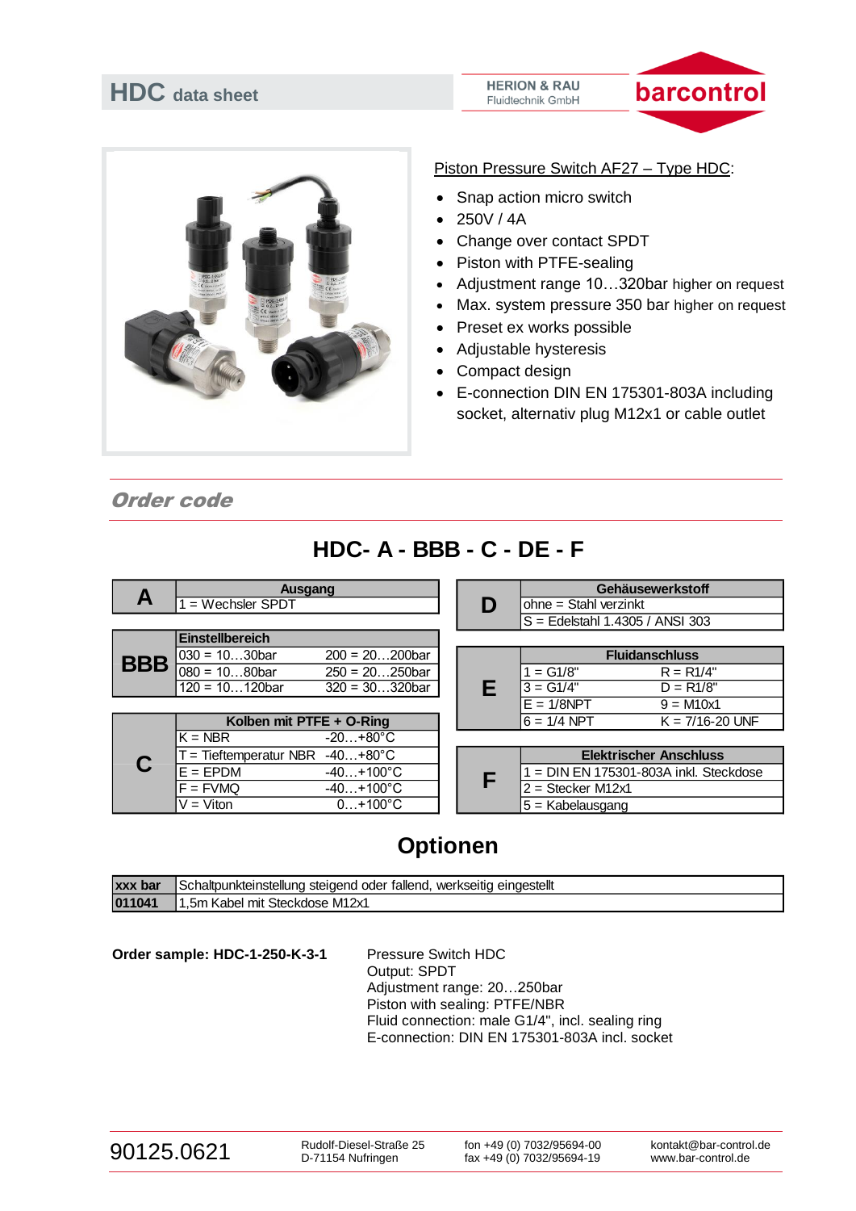# HDC data sheet

HERION & RAU
Fluidtechnik GmbH

barcontrol

Piston Pressure Switch AF27 – Type HDC:

- Snap action micro switch
- 250V / 4A
- Change over contact SPDT
- Piston with PTFE-sealing
- Adjustment range 10…320bar higher on request
- Max. system pressure 350 bar higher on request
- Preset ex works possible
- Adjustable hysteresis
- Compact design
- E-connection DIN EN 175301-803A including socket, alternativ plug M12x1 or cable outlet

## *Order code*

### HDC- A - BBB - C - DE - F

| A | Ausgang | |
|---|---|---|
| | 1 = Wechsler SPDT | |

| BBB | Einstellbereich | |
|---|---|---|
| | 030 = 10…30bar | 200 = 20…200bar |
| | 080 = 10…80bar | 250 = 20…250bar |
| | 120 = 10…120bar | 320 = 30…320bar |

| C | Kolben mit PTFE + O-Ring | |
|---|---|---|
| | K = NBR | -20…+80°C |
| | T = Tieftemperatur NBR | -40…+80°C |
| | E = EPDM | -40…+100°C |
| | F = FVMQ | -40…+100°C |
| | V = Viton | 0…+100°C |

| D | Gehäusewerkstoff |
|---|---|
| | ohne = Stahl verzinkt |
| | S = Edelstahl 1.4305 / ANSI 303 |

| E | Fluidanschluss | |
|---|---|---|
| | 1 = G1/8" | R = R1/4" |
| | 3 = G1/4" | D = R1/8" |
| | E = 1/8NPT | 9 = M10x1 |
| | 6 = 1/4 NPT | K = 7/16-20 UNF |

| F | Elektrischer Anschluss |
|---|---|
| | 1 = DIN EN 175301-803A inkl. Steckdose |
| | 2 = Stecker M12x1 |
| | 5 = Kabelausgang |

## Optionen

| | |
|---|---|
| **xxx bar** | Schaltpunkteinstellung steigend oder fallend, werkseitig eingestellt |
| **011041** | 1,5m Kabel mit Steckdose M12x1 |

**Order sample: HDC-1-250-K-3-1**

Pressure Switch HDC
Output: SPDT
Adjustment range: 20…250bar
Piston with sealing: PTFE/NBR
Fluid connection: male G1/4", incl. sealing ring
E-connection: DIN EN 175301-803A incl. socket

90125.0621

Rudolf-Diesel-Straße 25
D-71154 Nufringen

fon +49 (0) 7032/95694-00
fax +49 (0) 7032/95694-19

kontakt@bar-control.de
www.bar-control.de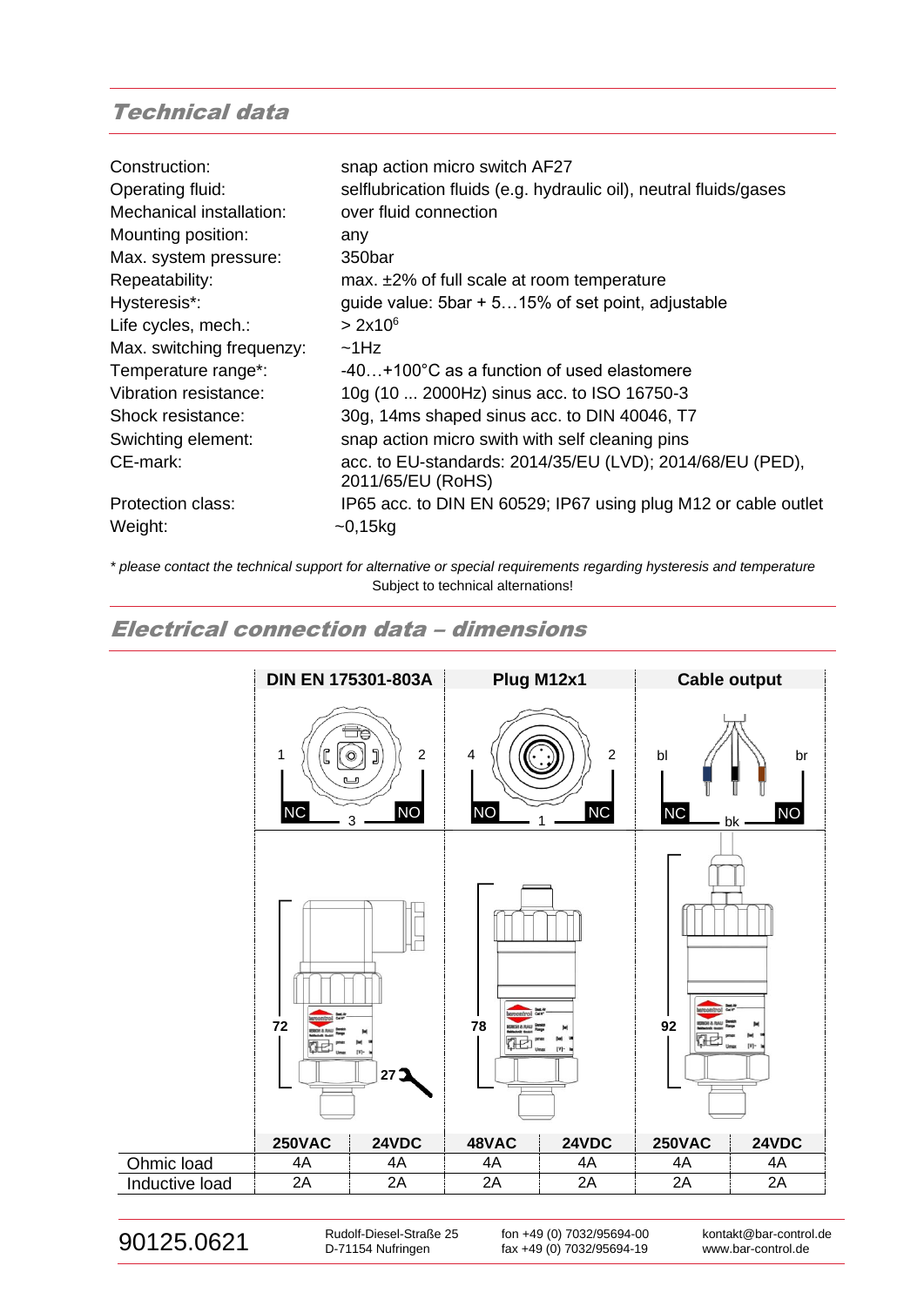## *Technical data*

| | |
|---|---|
| Construction: | snap action micro switch AF27 |
| Operating fluid: | selflubrication fluids (e.g. hydraulic oil), neutral fluids/gases |
| Mechanical installation: | over fluid connection |
| Mounting position: | any |
| Max. system pressure: | 350bar |
| Repeatability: | max. ±2% of full scale at room temperature |
| Hysteresis*: | guide value: 5bar + 5…15% of set point, adjustable |
| Life cycles, mech.: | > $2x10^6$ |
| Max. switching frequenzy: | ~1Hz |
| Temperature range*: | -40…+100°C as a function of used elastomere |
| Vibration resistance: | 10g (10 ... 2000Hz) sinus acc. to ISO 16750-3 |
| Shock resistance: | 30g, 14ms shaped sinus acc. to DIN 40046, T7 |
| Swichting element: | snap action micro swith with self cleaning pins |
| CE-mark: | acc. to EU-standards: 2014/35/EU (LVD); 2014/68/EU (PED), 2011/65/EU (RoHS) |
| Protection class: | IP65 acc. to DIN EN 60529; IP67 using plug M12 or cable outlet |
| Weight: | ~0,15kg |

*\* please contact the technical support for alternative or special requirements regarding hysteresis and temperature*

Subject to technical alternations!

## *Electrical connection data – dimensions*

DIN EN 175301-803A
1 2 3
NC NO
72
27

Plug M12x1
4 2 1
NO NC
78

Cable output
bl br bk
NC NO
92

| | DIN EN 175301-803A | | Plug M12x1 | | Cable output | |
|---|---|---|---|---|---|---|
| | 250VAC | 24VDC | 48VAC | 24VDC | 250VAC | 24VDC |
| Ohmic load | 4A | 4A | 4A | 4A | 4A | 4A |
| Inductive load | 2A | 2A | 2A | 2A | 2A | 2A |

90125.0621

Rudolf-Diesel-Straße 25
D-71154 Nufringen

fon +49 (0) 7032/95694-00
fax +49 (0) 7032/95694-19

kontakt@bar-control.de
www.bar-control.de